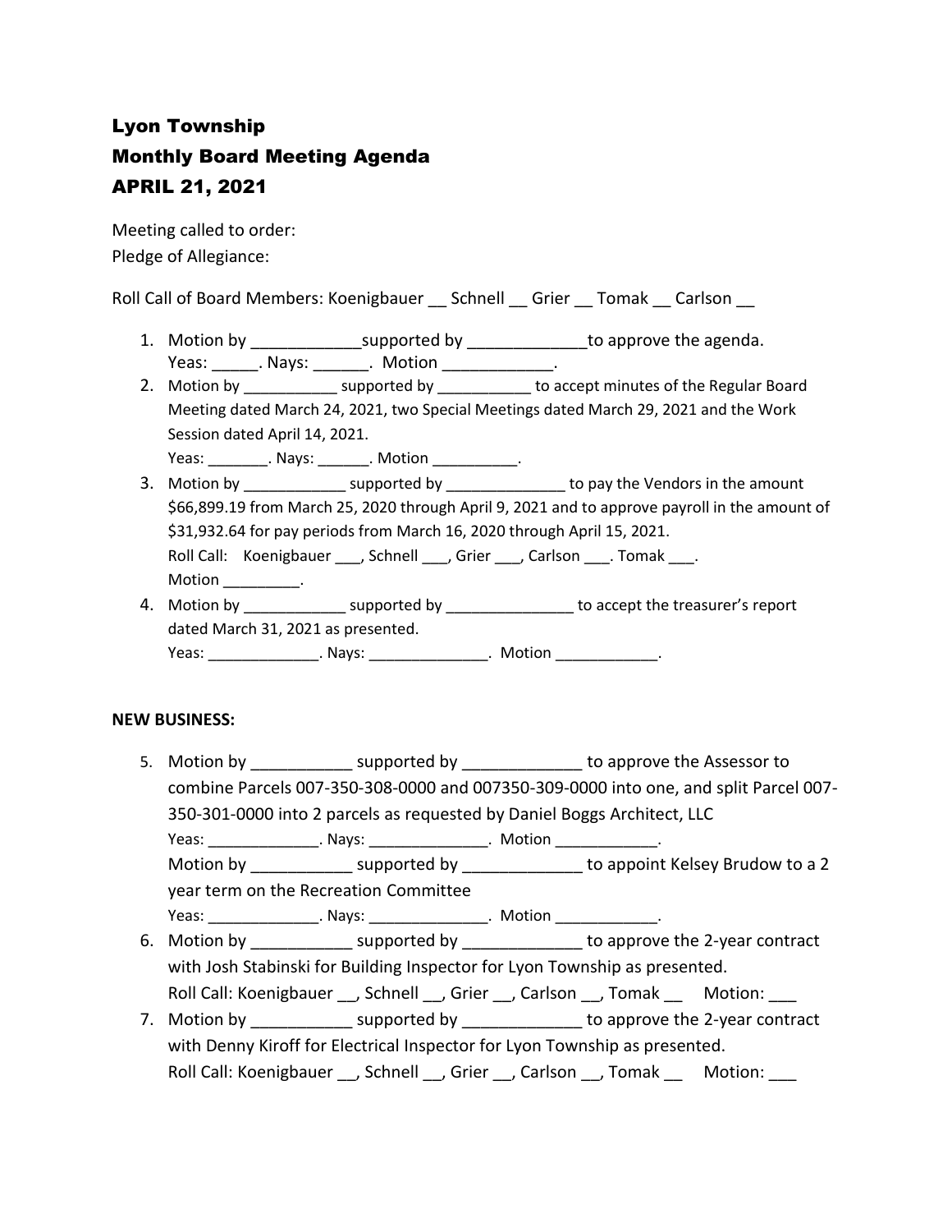# Lyon Township
# Monthly Board Meeting Agenda
# APRIL 21, 2021

Meeting called to order:
Pledge of Allegiance:

Roll Call of Board Members: Koenigbauer __ Schnell __ Grier __ Tomak __ Carlson __

1. Motion by ____________supported by _____________to approve the agenda.
   Yeas: _____. Nays: ______. Motion ____________.
2. Motion by ___________ supported by ___________ to accept minutes of the Regular Board Meeting dated March 24, 2021, two Special Meetings dated March 29, 2021 and the Work Session dated April 14, 2021.
   Yeas: _______. Nays: ______. Motion __________.
3. Motion by ____________ supported by ______________ to pay the Vendors in the amount $66,899.19 from March 25, 2020 through April 9, 2021 and to approve payroll in the amount of $31,932.64 for pay periods from March 16, 2020 through April 15, 2021.
   Roll Call: Koenigbauer ___, Schnell ___, Grier ___, Carlson ___. Tomak ___.
   Motion _________.
4. Motion by ____________ supported by _______________ to accept the treasurer's report dated March 31, 2021 as presented.
   Yeas: _____________. Nays: ______________. Motion ____________.

**NEW BUSINESS:**

5. Motion by ___________ supported by _____________ to approve the Assessor to combine Parcels 007-350-308-0000 and 007350-309-0000 into one, and split Parcel 007-350-301-0000 into 2 parcels as requested by Daniel Boggs Architect, LLC
   Yeas: _____________. Nays: ______________. Motion ____________.
   Motion by ___________ supported by _____________ to appoint Kelsey Brudow to a 2 year term on the Recreation Committee
   Yeas: _____________. Nays: ______________. Motion ____________.
6. Motion by ___________ supported by _____________ to approve the 2-year contract with Josh Stabinski for Building Inspector for Lyon Township as presented.
   Roll Call: Koenigbauer __, Schnell __, Grier __, Carlson __, Tomak __ Motion: ___
7. Motion by ___________ supported by _____________ to approve the 2-year contract with Denny Kiroff for Electrical Inspector for Lyon Township as presented.
   Roll Call: Koenigbauer __, Schnell __, Grier __, Carlson __, Tomak __ Motion: ___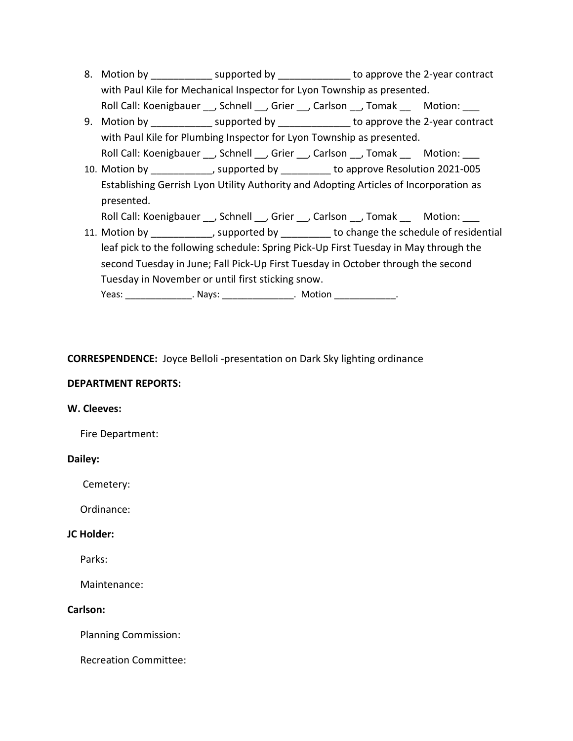8. Motion by ___________ supported by _____________ to approve the 2-year contract with Paul Kile for Mechanical Inspector for Lyon Township as presented.
   Roll Call: Koenigbauer __, Schnell __, Grier __, Carlson __, Tomak __ Motion: ___
9. Motion by ___________ supported by _____________ to approve the 2-year contract with Paul Kile for Plumbing Inspector for Lyon Township as presented.
   Roll Call: Koenigbauer __, Schnell __, Grier __, Carlson __, Tomak __ Motion: ___
10. Motion by ___________, supported by _________ to approve Resolution 2021-005 Establishing Gerrish Lyon Utility Authority and Adopting Articles of Incorporation as presented.
    Roll Call: Koenigbauer __, Schnell __, Grier __, Carlson __, Tomak __ Motion: ___
11. Motion by ___________, supported by _________ to change the schedule of residential leaf pick to the following schedule: Spring Pick-Up First Tuesday in May through the second Tuesday in June; Fall Pick-Up First Tuesday in October through the second Tuesday in November or until first sticking snow.
    Yeas: _____________. Nays: ______________. Motion ____________.

**CORRESPENDENCE:** Joyce Belloli -presentation on Dark Sky lighting ordinance

**DEPARTMENT REPORTS:**

**W. Cleeves:**

Fire Department:

**Dailey:**

Cemetery:

Ordinance:

**JC Holder:**

Parks:

Maintenance:

**Carlson:**

Planning Commission:

Recreation Committee: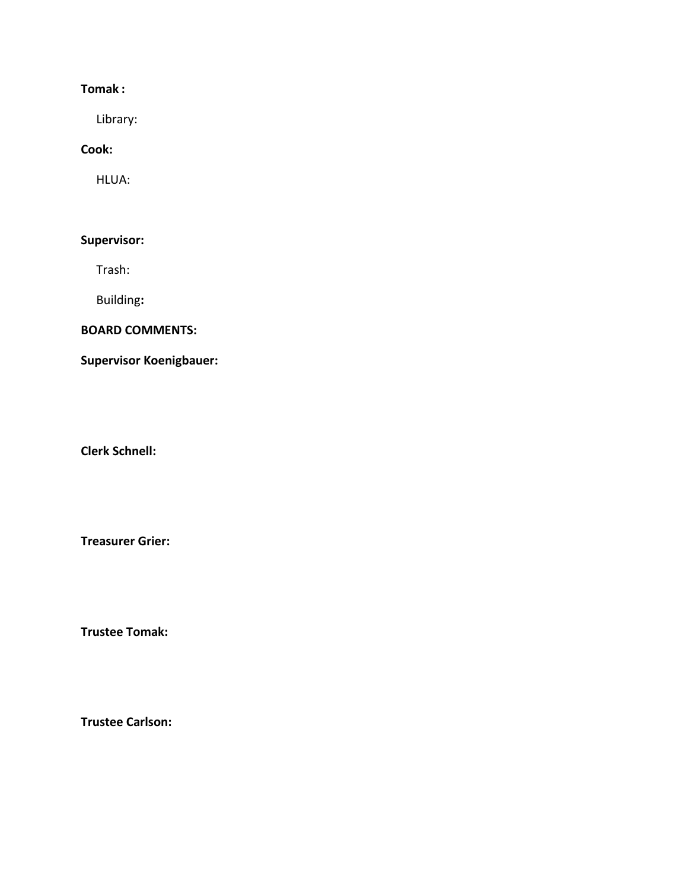**Tomak :**

Library:

**Cook:**

HLUA:

**Supervisor:**

Trash:

Building**:**

**BOARD COMMENTS:**

**Supervisor Koenigbauer:**

**Clerk Schnell:**

**Treasurer Grier:**

**Trustee Tomak:**

**Trustee Carlson:**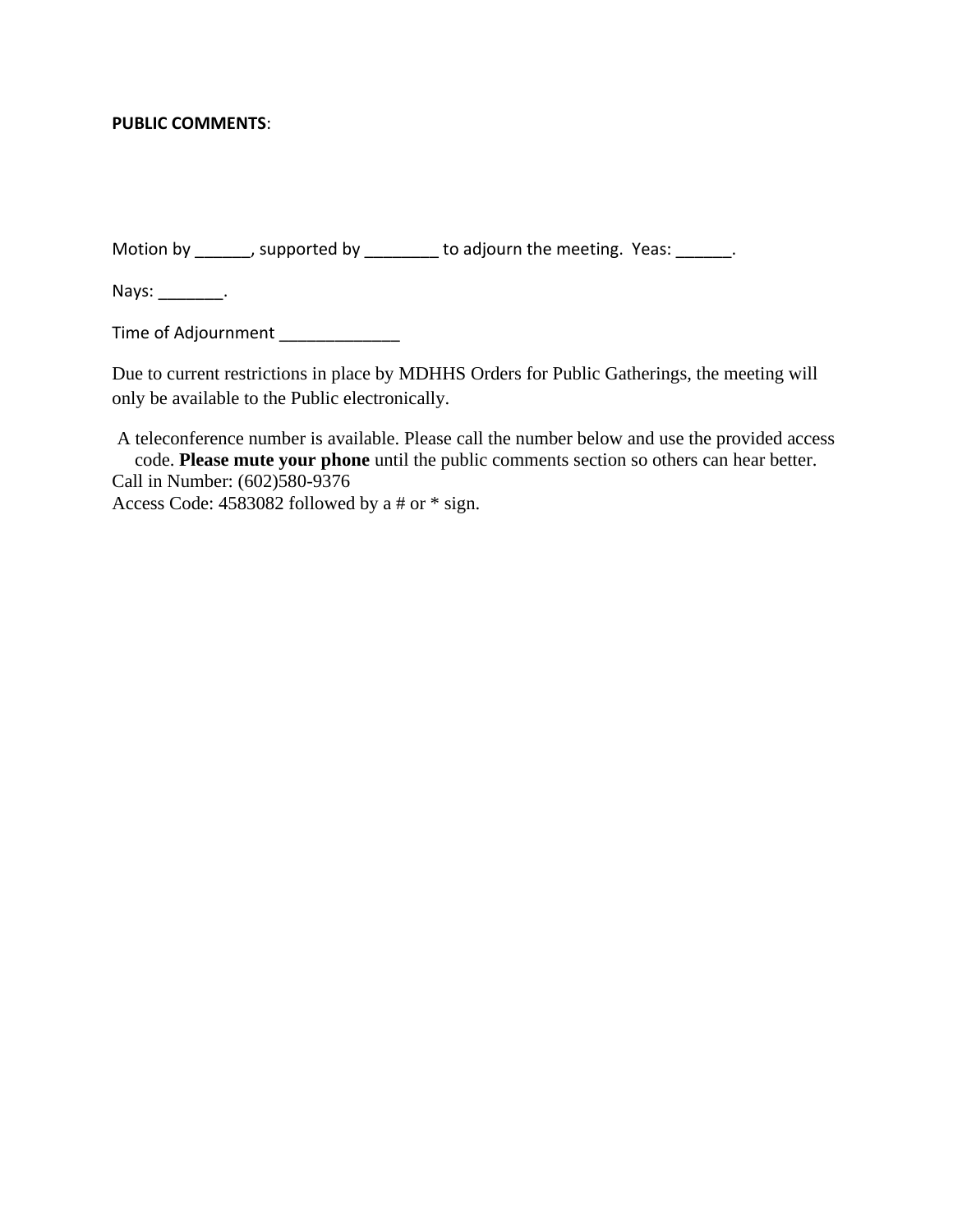**PUBLIC COMMENTS**:

Motion by ______, supported by ________ to adjourn the meeting. Yeas: ______.

Nays: _______.

Time of Adjournment _____________

Due to current restrictions in place by MDHHS Orders for Public Gatherings, the meeting will only be available to the Public electronically.

A teleconference number is available. Please call the number below and use the provided access code. **Please mute your phone** until the public comments section so others can hear better.
Call in Number: (602)580-9376
Access Code: 4583082 followed by a # or * sign.